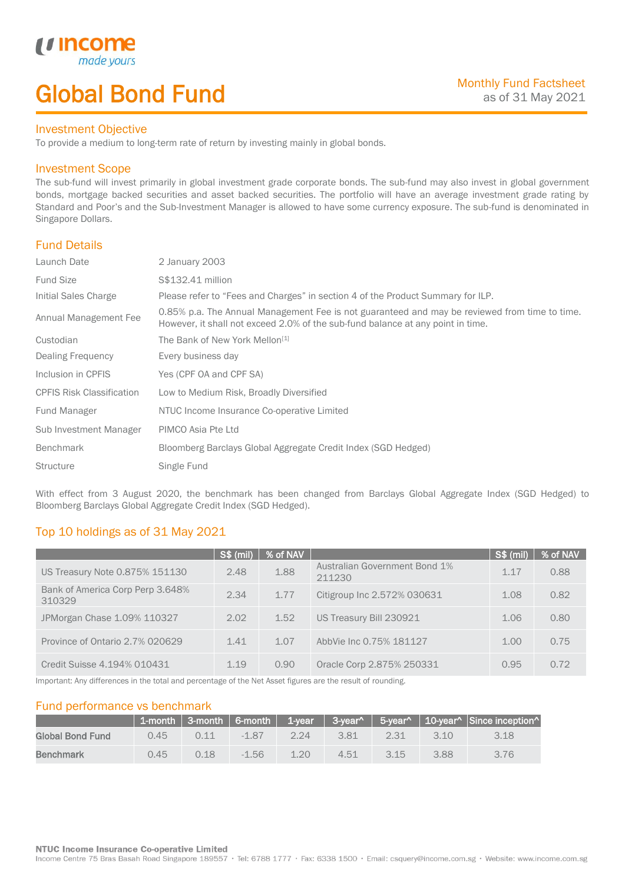# Global Bond Fund

Monthly Fund Factsheet
as of 31 May 2021

## Investment Objective

To provide a medium to long-term rate of return by investing mainly in global bonds.

## Investment Scope

The sub-fund will invest primarily in global investment grade corporate bonds. The sub-fund may also invest in global government bonds, mortgage backed securities and asset backed securities. The portfolio will have an average investment grade rating by Standard and Poor's and the Sub-Investment Manager is allowed to have some currency exposure. The sub-fund is denominated in Singapore Dollars.

## Fund Details

| | |
|---|---|
| Launch Date | 2 January 2003 |
| Fund Size | S$132.41 million |
| Initial Sales Charge | Please refer to "Fees and Charges" in section 4 of the Product Summary for ILP. |
| Annual Management Fee | 0.85% p.a. The Annual Management Fee is not guaranteed and may be reviewed from time to time. However, it shall not exceed 2.0% of the sub-fund balance at any point in time. |
| Custodian | The Bank of New York Mellon[1] |
| Dealing Frequency | Every business day |
| Inclusion in CPFIS | Yes (CPF OA and CPF SA) |
| CPFIS Risk Classification | Low to Medium Risk, Broadly Diversified |
| Fund Manager | NTUC Income Insurance Co-operative Limited |
| Sub Investment Manager | PIMCO Asia Pte Ltd |
| Benchmark | Bloomberg Barclays Global Aggregate Credit Index (SGD Hedged) |
| Structure | Single Fund |

With effect from 3 August 2020, the benchmark has been changed from Barclays Global Aggregate Index (SGD Hedged) to Bloomberg Barclays Global Aggregate Credit Index (SGD Hedged).

## Top 10 holdings as of 31 May 2021

| | S$ (mil) | % of NAV | | S$ (mil) | % of NAV |
|---|---|---|---|---|---|
| US Treasury Note 0.875% 151130 | 2.48 | 1.88 | Australian Government Bond 1% 211230 | 1.17 | 0.88 |
| Bank of America Corp Perp 3.648% 310329 | 2.34 | 1.77 | Citigroup Inc 2.572% 030631 | 1.08 | 0.82 |
| JPMorgan Chase 1.09% 110327 | 2.02 | 1.52 | US Treasury Bill 230921 | 1.06 | 0.80 |
| Province of Ontario 2.7% 020629 | 1.41 | 1.07 | AbbVie Inc 0.75% 181127 | 1.00 | 0.75 |
| Credit Suisse 4.194% 010431 | 1.19 | 0.90 | Oracle Corp 2.875% 250331 | 0.95 | 0.72 |

Important: Any differences in the total and percentage of the Net Asset figures are the result of rounding.

## Fund performance vs benchmark

| | 1-month | 3-month | 6-month | 1-year | 3-year^ | 5-year^ | 10-year^ | Since inception^ |
|---|---|---|---|---|---|---|---|---|
| **Global Bond Fund** | 0.45 | 0.11 | -1.87 | 2.24 | 3.81 | 2.31 | 3.10 | 3.18 |
| **Benchmark** | 0.45 | 0.18 | -1.56 | 1.20 | 4.51 | 3.15 | 3.88 | 3.76 |

**NTUC Income Insurance Co-operative Limited**
Income Centre 75 Bras Basah Road Singapore 189557 • Tel: 6788 1777 • Fax: 6338 1500 • Email: csquery@income.com.sg • Website: www.income.com.sg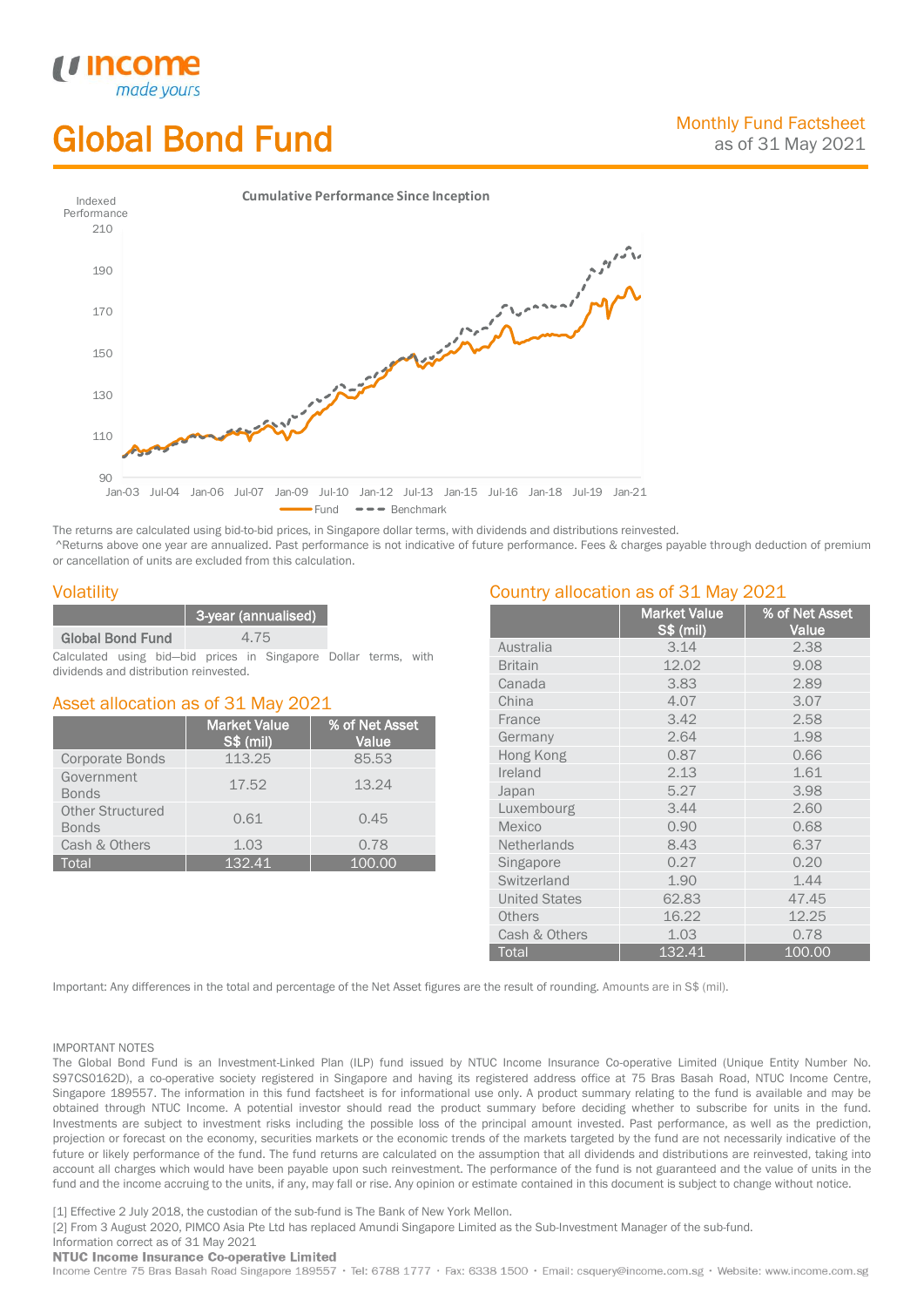Income made yours

# Global Bond Fund

Monthly Fund Factsheet
as of 31 May 2021

Cumulative Performance Since Inception

Indexed Performance

210
190
170
150
130
110
90

Jan-03 Jul-04 Jan-06 Jul-07 Jan-09 Jul-10 Jan-12 Jul-13 Jan-15 Jul-16 Jan-18 Jul-19 Jan-21

Fund Benchmark

The returns are calculated using bid-to-bid prices, in Singapore dollar terms, with dividends and distributions reinvested.
^Returns above one year are annualized. Past performance is not indicative of future performance. Fees & charges payable through deduction of premium or cancellation of units are excluded from this calculation.

## Volatility

| | 3-year (annualised) |
|---|---|
| Global Bond Fund | 4.75 |

Calculated using bid—bid prices in Singapore Dollar terms, with dividends and distribution reinvested.

## Asset allocation as of 31 May 2021

| | Market Value S$ (mil) | % of Net Asset Value |
|---|---|---|
| Corporate Bonds | 113.25 | 85.53 |
| Government Bonds | 17.52 | 13.24 |
| Other Structured Bonds | 0.61 | 0.45 |
| Cash & Others | 1.03 | 0.78 |
| Total | 132.41 | 100.00 |

## Country allocation as of 31 May 2021

| | Market Value S$ (mil) | % of Net Asset Value |
|---|---|---|
| Australia | 3.14 | 2.38 |
| Britain | 12.02 | 9.08 |
| Canada | 3.83 | 2.89 |
| China | 4.07 | 3.07 |
| France | 3.42 | 2.58 |
| Germany | 2.64 | 1.98 |
| Hong Kong | 0.87 | 0.66 |
| Ireland | 2.13 | 1.61 |
| Japan | 5.27 | 3.98 |
| Luxembourg | 3.44 | 2.60 |
| Mexico | 0.90 | 0.68 |
| Netherlands | 8.43 | 6.37 |
| Singapore | 0.27 | 0.20 |
| Switzerland | 1.90 | 1.44 |
| United States | 62.83 | 47.45 |
| Others | 16.22 | 12.25 |
| Cash & Others | 1.03 | 0.78 |
| Total | 132.41 | 100.00 |

Important: Any differences in the total and percentage of the Net Asset figures are the result of rounding. Amounts are in S$ (mil).

IMPORTANT NOTES
The Global Bond Fund is an Investment-Linked Plan (ILP) fund issued by NTUC Income Insurance Co-operative Limited (Unique Entity Number No. S97CS0162D), a co-operative society registered in Singapore and having its registered address office at 75 Bras Basah Road, NTUC Income Centre, Singapore 189557. The information in this fund factsheet is for informational use only. A product summary relating to the fund is available and may be obtained through NTUC Income. A potential investor should read the product summary before deciding whether to subscribe for units in the fund. Investments are subject to investment risks including the possible loss of the principal amount invested. Past performance, as well as the prediction, projection or forecast on the economy, securities markets or the economic trends of the markets targeted by the fund are not necessarily indicative of the future or likely performance of the fund. The fund returns are calculated on the assumption that all dividends and distributions are reinvested, taking into account all charges which would have been payable upon such reinvestment. The performance of the fund is not guaranteed and the value of units in the fund and the income accruing to the units, if any, may fall or rise. Any opinion or estimate contained in this document is subject to change without notice.

[1] Effective 2 July 2018, the custodian of the sub-fund is The Bank of New York Mellon.
[2] From 3 August 2020, PIMCO Asia Pte Ltd has replaced Amundi Singapore Limited as the Sub-Investment Manager of the sub-fund.
Information correct as of 31 May 2021

**NTUC Income Insurance Co-operative Limited**
Income Centre 75 Bras Basah Road Singapore 189557 · Tel: 6788 1777 · Fax: 6338 1500 · Email: csquery@income.com.sg · Website: www.income.com.sg